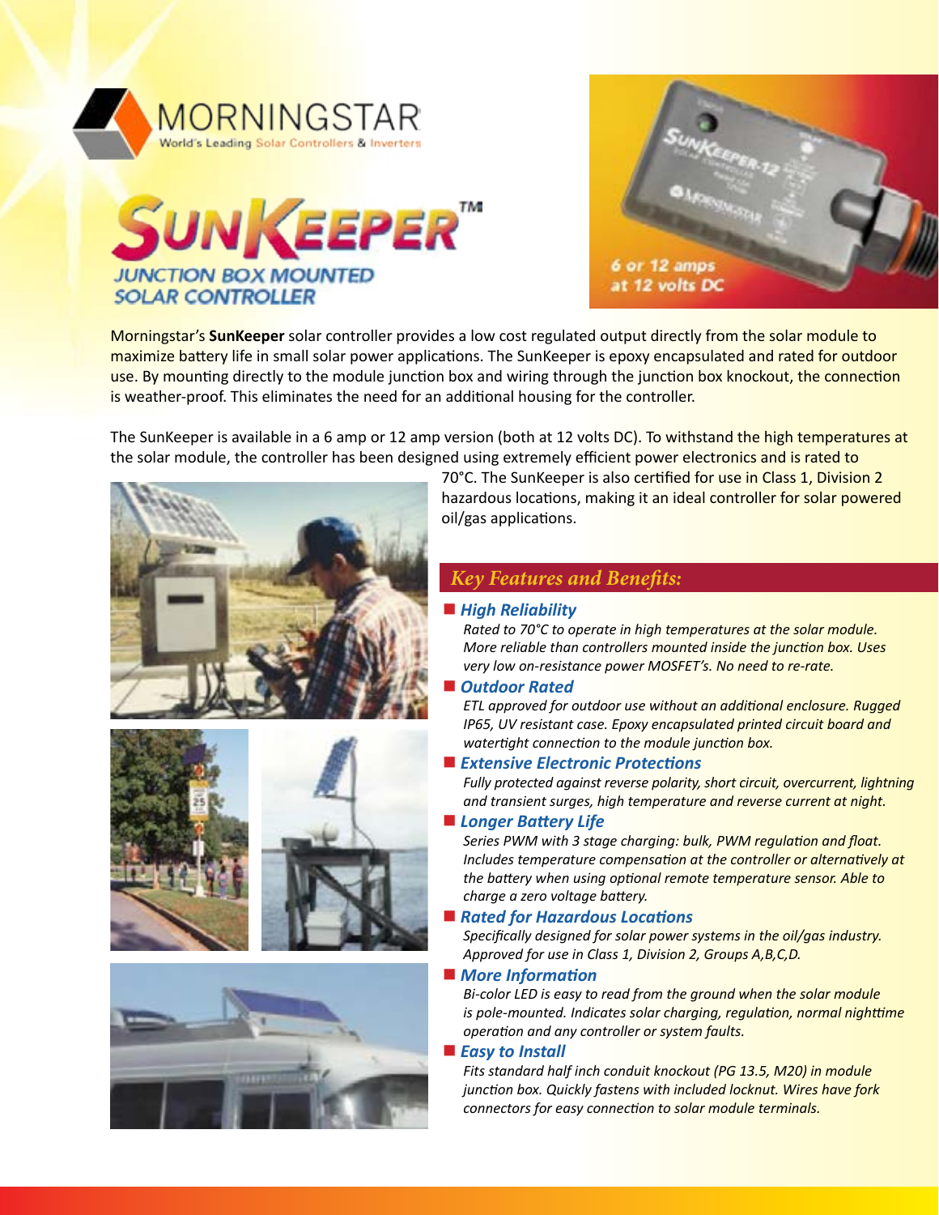# MORNINGSTAR

World's Leading Solar Controllers & Inverters

# SunKeeper™

## JUNCTION BOX MOUNTED SOLAR CONTROLLER

6 or 12 amps at 12 volts DC

Morningstar's **SunKeeper** solar controller provides a low cost regulated output directly from the solar module to maximize battery life in small solar power applications. The SunKeeper is epoxy encapsulated and rated for outdoor use. By mounting directly to the module junction box and wiring through the junction box knockout, the connection is weather-proof. This eliminates the need for an additional housing for the controller.

The SunKeeper is available in a 6 amp or 12 amp version (both at 12 volts DC). To withstand the high temperatures at the solar module, the controller has been designed using extremely efficient power electronics and is rated to 70°C. The SunKeeper is also certified for use in Class 1, Division 2 hazardous locations, making it an ideal controller for solar powered oil/gas applications.

## *Key Features and Benefits:*

- ***High Reliability***
  *Rated to 70°C to operate in high temperatures at the solar module. More reliable than controllers mounted inside the junction box. Uses very low on-resistance power MOSFET's. No need to re-rate.*
- ***Outdoor Rated***
  *ETL approved for outdoor use without an additional enclosure. Rugged IP65, UV resistant case. Epoxy encapsulated printed circuit board and watertight connection to the module junction box.*
- ***Extensive Electronic Protections***
  *Fully protected against reverse polarity, short circuit, overcurrent, lightning and transient surges, high temperature and reverse current at night.*
- ***Longer Battery Life***
  *Series PWM with 3 stage charging: bulk, PWM regulation and float. Includes temperature compensation at the controller or alternatively at the battery when using optional remote temperature sensor. Able to charge a zero voltage battery.*
- ***Rated for Hazardous Locations***
  *Specifically designed for solar power systems in the oil/gas industry. Approved for use in Class 1, Division 2, Groups A,B,C,D.*
- ***More Information***
  *Bi-color LED is easy to read from the ground when the solar module is pole-mounted. Indicates solar charging, regulation, normal nighttime operation and any controller or system faults.*
- ***Easy to Install***
  *Fits standard half inch conduit knockout (PG 13.5, M20) in module junction box. Quickly fastens with included locknut. Wires have fork connectors for easy connection to solar module terminals.*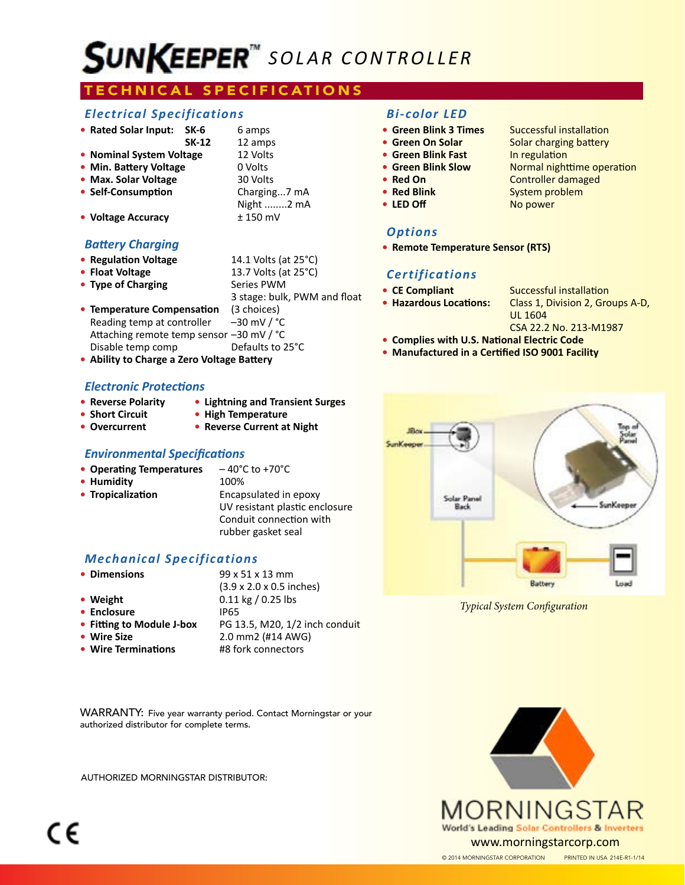# SUNKEEPER™ SOLAR CONTROLLER

## TECHNICAL SPECIFICATIONS

### Electrical Specifications

- **Rated Solar Input:** **SK-6** 6 amps
  **SK-12** 12 amps
- **Nominal System Voltage** 12 Volts
- **Min. Battery Voltage** 0 Volts
- **Max. Solar Voltage** 30 Volts
- **Self-Consumption** Charging...7 mA
  Night ........2 mA
- **Voltage Accuracy** ± 150 mV

### Battery Charging

- **Regulation Voltage** 14.1 Volts (at 25°C)
- **Float Voltage** 13.7 Volts (at 25°C)
- **Type of Charging** Series PWM
  3 stage: bulk, PWM and float
- **Temperature Compensation** (3 choices)
  Reading temp at controller –30 mV / °C
  Attaching remote temp sensor –30 mV / °C
  Disable temp comp Defaults to 25°C
- **Ability to Charge a Zero Voltage Battery**

### Electronic Protections

- **Reverse Polarity**
- **Short Circuit**
- **Overcurrent**
- **Lightning and Transient Surges**
- **High Temperature**
- **Reverse Current at Night**

### Environmental Specifications

- **Operating Temperatures** – 40°C to +70°C
- **Humidity** 100%
- **Tropicalization** Encapsulated in epoxy
  UV resistant plastic enclosure
  Conduit connection with rubber gasket seal

### Mechanical Specifications

- **Dimensions** 99 x 51 x 13 mm
  (3.9 x 2.0 x 0.5 inches)
- **Weight** 0.11 kg / 0.25 lbs
- **Enclosure** IP65
- **Fitting to Module J-box** PG 13.5, M20, 1/2 inch conduit
- **Wire Size** 2.0 mm2 (#14 AWG)
- **Wire Terminations** #8 fork connectors

### Bi-color LED

- **Green Blink 3 Times** Successful installation
- **Green On Solar** Solar charging battery
- **Green Blink Fast** In regulation
- **Green Blink Slow** Normal nighttime operation
- **Red On** Controller damaged
- **Red Blink** System problem
- **LED Off** No power

### Options

- **Remote Temperature Sensor (RTS)**

### Certifications

- **CE Compliant** Successful installation
- **Hazardous Locations:** Class 1, Division 2, Groups A-D,
  UL 1604
  CSA 22.2 No. 213-M1987
- **Complies with U.S. National Electric Code**
- **Manufactured in a Certified ISO 9001 Facility**

JBox
SunKeeper
Solar Panel Back
Top of Solar Panel
SunKeeper
Battery
Load

*Typical System Configuration*

WARRANTY: Five year warranty period. Contact Morningstar or your authorized distributor for complete terms.

AUTHORIZED MORNINGSTAR DISTRIBUTOR:

MORNINGSTAR
World's Leading Solar Controllers & Inverters
www.morningstarcorp.com

© 2014 MORNINGSTAR CORPORATION PRINTED IN USA 214E-R1-1/14